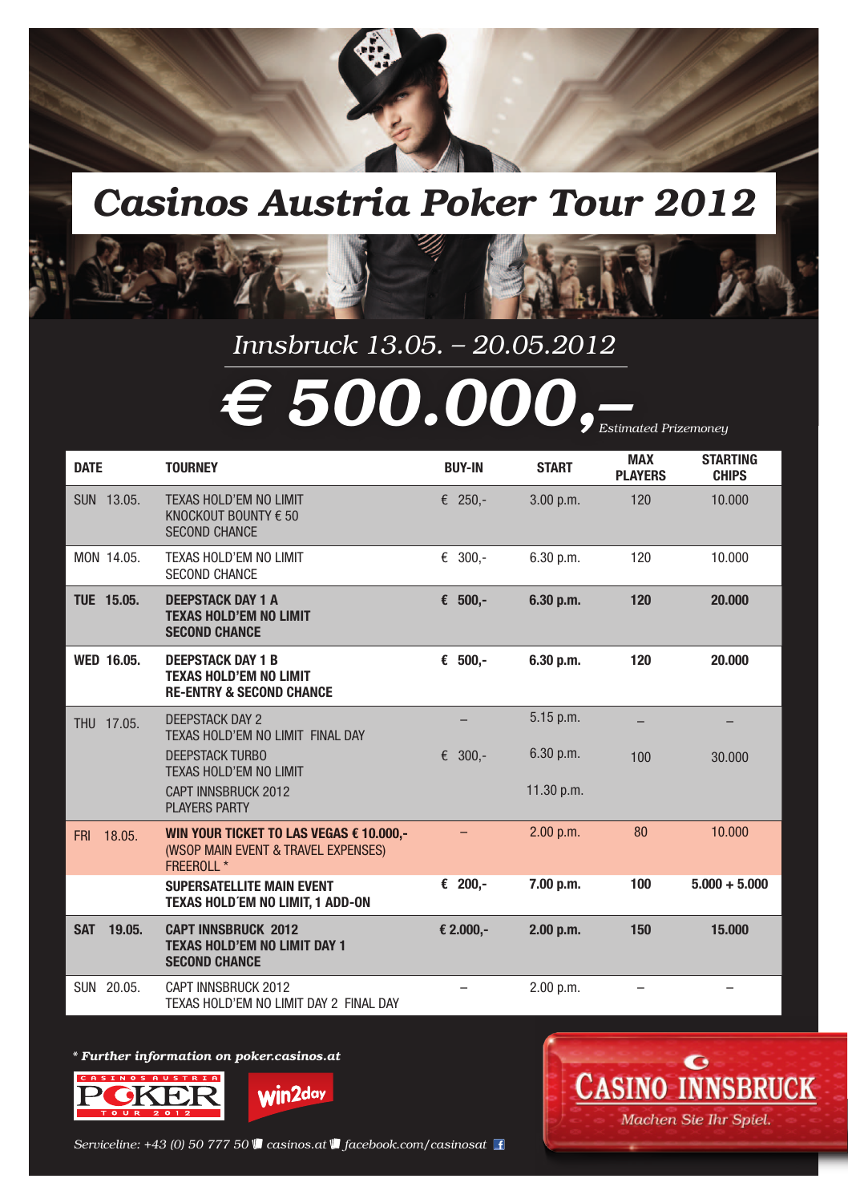# Casinos Austria Poker Tour 2012

*Innsbruck 13.05. – 20.05.2012*

## € 500.000,– *Estimated Prizemoney*

| DATE | TOURNEY | BUY-IN | START | MAX PLAYERS | STARTING CHIPS |
|---|---|---|---|---|---|
| SUN 13.05. | TEXAS HOLD'EM NO LIMIT<br>KNOCKOUT BOUNTY € 50<br>SECOND CHANCE | € 250,- | 3.00 p.m. | 120 | 10.000 |
| MON 14.05. | TEXAS HOLD'EM NO LIMIT<br>SECOND CHANCE | € 300,- | 6.30 p.m. | 120 | 10.000 |
| **TUE 15.05.** | **DEEPSTACK DAY 1 A<br>TEXAS HOLD'EM NO LIMIT<br>SECOND CHANCE** | **€ 500,-** | **6.30 p.m.** | **120** | **20.000** |
| **WED 16.05.** | **DEEPSTACK DAY 1 B<br>TEXAS HOLD'EM NO LIMIT<br>RE-ENTRY & SECOND CHANCE** | **€ 500,-** | **6.30 p.m.** | **120** | **20.000** |
| THU 17.05. | DEEPSTACK DAY 2<br>TEXAS HOLD'EM NO LIMIT FINAL DAY | – | 5.15 p.m. | – | – |
| | DEEPSTACK TURBO<br>TEXAS HOLD'EM NO LIMIT | € 300,- | 6.30 p.m. | 100 | 30.000 |
| | CAPT INNSBRUCK 2012<br>PLAYERS PARTY | | 11.30 p.m. | | |
| FRI 18.05. | **WIN YOUR TICKET TO LAS VEGAS € 10.000,-**<br>(WSOP MAIN EVENT & TRAVEL EXPENSES)<br>FREEROLL * | – | 2.00 p.m. | 80 | 10.000 |
| | **SUPERSATELLITE MAIN EVENT<br>TEXAS HOLD'EM NO LIMIT, 1 ADD-ON** | **€ 200,-** | **7.00 p.m.** | **100** | **5.000 + 5.000** |
| **SAT 19.05.** | **CAPT INNSBRUCK 2012<br>TEXAS HOLD'EM NO LIMIT DAY 1<br>SECOND CHANCE** | **€ 2.000,-** | **2.00 p.m.** | **150** | **15.000** |
| SUN 20.05. | CAPT INNSBRUCK 2012<br>TEXAS HOLD'EM NO LIMIT DAY 2 FINAL DAY | – | 2.00 p.m. | – | – |

*\* Further information on poker.casinos.at*

CASINOS AUSTRIA POKER TOUR 2012

win2day

CASINO INNSBRUCK

*Machen Sie Ihr Spiel.*

*Serviceline: +43 (0) 50 777 50 casinos.at facebook.com/casinosat*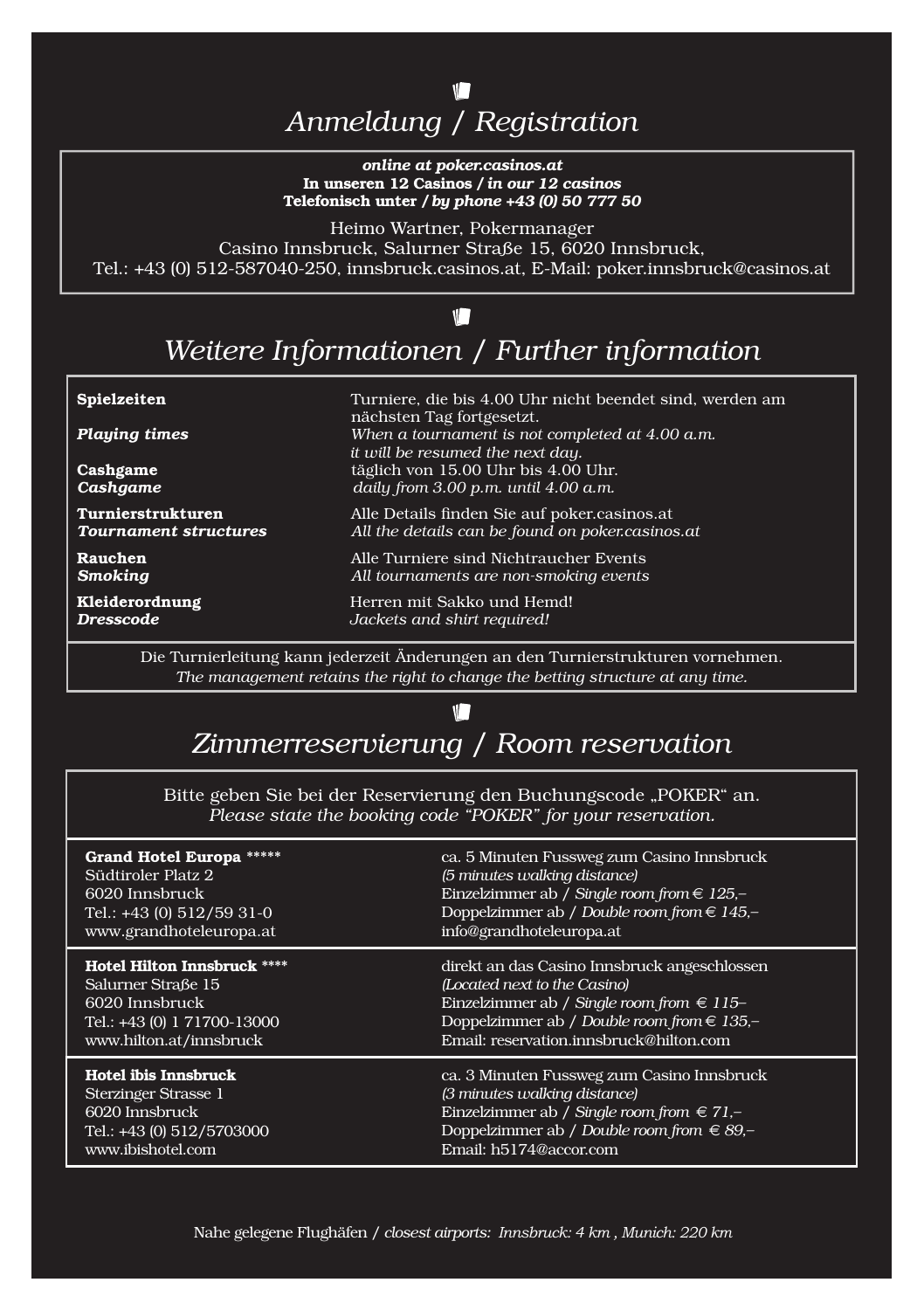## *Anmeldung / Registration*

***online at poker.casinos.at***
**In unseren 12 Casinos / *in our 12 casinos***
**Telefonisch unter / *by phone +43 (0) 50 777 50***

Heimo Wartner, Pokermanager
Casino Innsbruck, Salurner Straße 15, 6020 Innsbruck,
Tel.: +43 (0) 512-587040-250, innsbruck.casinos.at, E-Mail: poker.innsbruck@casinos.at

## *Weitere Informationen / Further information*

| | |
|---|---|
| **Spielzeiten** | Turniere, die bis 4.00 Uhr nicht beendet sind, werden am nächsten Tag fortgesetzt. |
| ***Playing times*** | *When a tournament is not completed at 4.00 a.m. it will be resumed the next day.* |
| **Cashgame** | täglich von 15.00 Uhr bis 4.00 Uhr. |
| ***Cashgame*** | *daily from 3.00 p.m. until 4.00 a.m.* |
| **Turnierstrukturen** | Alle Details finden Sie auf poker.casinos.at |
| ***Tournament structures*** | *All the details can be found on poker.casinos.at* |
| **Rauchen** | Alle Turniere sind Nichtraucher Events |
| ***Smoking*** | *All tournaments are non-smoking events* |
| **Kleiderordnung** | Herren mit Sakko und Hemd! |
| ***Dresscode*** | *Jackets and shirt required!* |

Die Turnierleitung kann jederzeit Änderungen an den Turnierstrukturen vornehmen.
*The management retains the right to change the betting structure at any time.*

## *Zimmerreservierung / Room reservation*

Bitte geben Sie bei der Reservierung den Buchungscode „POKER“ an.
*Please state the booking code “POKER” for your reservation.*

| | |
|---|---|
| **Grand Hotel Europa** \*\*\*\*\*<br>Südtiroler Platz 2<br>6020 Innsbruck<br>Tel.: +43 (0) 512/59 31-0<br>www.grandhoteleuropa.at | ca. 5 Minuten Fussweg zum Casino Innsbruck<br>*(5 minutes walking distance)*<br>Einzelzimmer ab / *Single room from € 125,–*<br>Doppelzimmer ab / *Double room from € 145,–*<br>info@grandhoteleuropa.at |
| **Hotel Hilton Innsbruck** \*\*\*\*<br>Salurner Straße 15<br>6020 Innsbruck<br>Tel.: +43 (0) 1 71700-13000<br>www.hilton.at/innsbruck | direkt an das Casino Innsbruck angeschlossen<br>*(Located next to the Casino)*<br>Einzelzimmer ab / *Single room from € 115–*<br>Doppelzimmer ab / *Double room from € 135,–*<br>Email: reservation.innsbruck@hilton.com |
| **Hotel ibis Innsbruck**<br>Sterzinger Strasse 1<br>6020 Innsbruck<br>Tel.: +43 (0) 512/5703000<br>www.ibishotel.com | ca. 3 Minuten Fussweg zum Casino Innsbruck<br>*(3 minutes walking distance)*<br>Einzelzimmer ab / *Single room from € 71,–*<br>Doppelzimmer ab / *Double room from € 89,–*<br>Email: h5174@accor.com |

Nahe gelegene Flughäfen / *closest airports: Innsbruck: 4 km , Munich: 220 km*